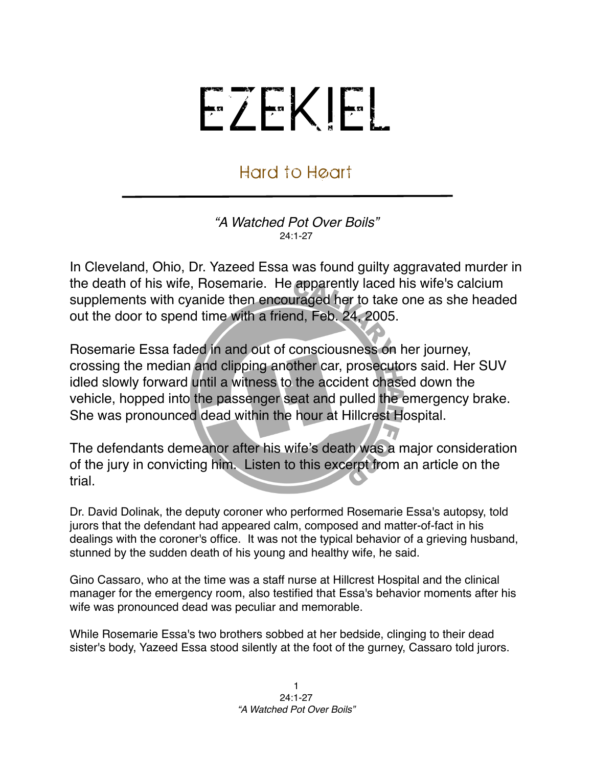# EZEKIEL

## Hard to Heart

*"A Watched Pot Over Boils"*
24:1-27

In Cleveland, Ohio, Dr. Yazeed Essa was found guilty aggravated murder in the death of his wife, Rosemarie. He apparently laced his wife's calcium supplements with cyanide then encouraged her to take one as she headed out the door to spend time with a friend, Feb. 24, 2005.

Rosemarie Essa faded in and out of consciousness on her journey, crossing the median and clipping another car, prosecutors said. Her SUV idled slowly forward until a witness to the accident chased down the vehicle, hopped into the passenger seat and pulled the emergency brake. She was pronounced dead within the hour at Hillcrest Hospital.

The defendants demeanor after his wife's death was a major consideration of the jury in convicting him. Listen to this excerpt from an article on the trial.

Dr. David Dolinak, the deputy coroner who performed Rosemarie Essa's autopsy, told jurors that the defendant had appeared calm, composed and matter-of-fact in his dealings with the coroner's office. It was not the typical behavior of a grieving husband, stunned by the sudden death of his young and healthy wife, he said.

Gino Cassaro, who at the time was a staff nurse at Hillcrest Hospital and the clinical manager for the emergency room, also testified that Essa's behavior moments after his wife was pronounced dead was peculiar and memorable.

While Rosemarie Essa's two brothers sobbed at her bedside, clinging to their dead sister's body, Yazeed Essa stood silently at the foot of the gurney, Cassaro told jurors.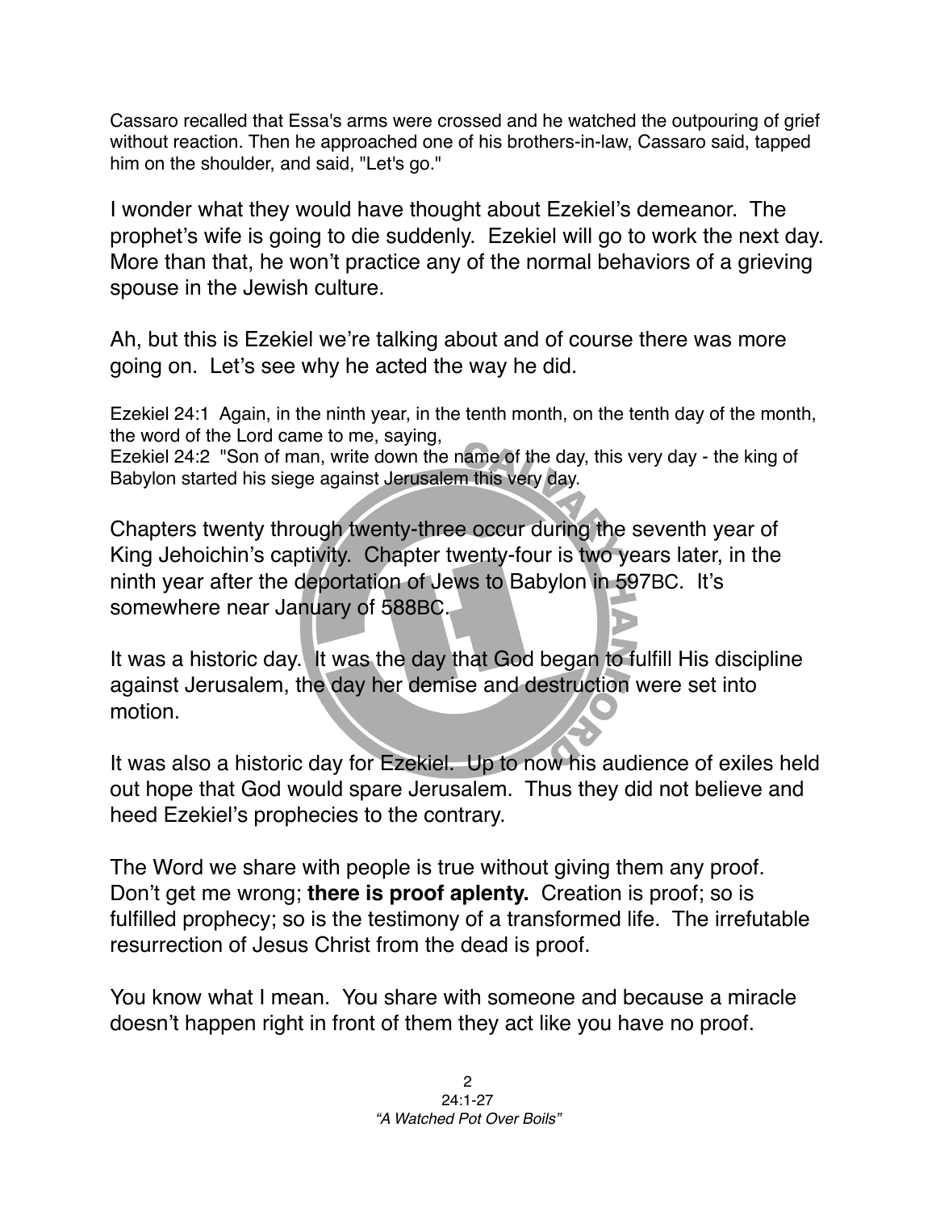Cassaro recalled that Essa's arms were crossed and he watched the outpouring of grief without reaction. Then he approached one of his brothers-in-law, Cassaro said, tapped him on the shoulder, and said, "Let's go."

I wonder what they would have thought about Ezekiel's demeanor. The prophet's wife is going to die suddenly. Ezekiel will go to work the next day. More than that, he won't practice any of the normal behaviors of a grieving spouse in the Jewish culture.

Ah, but this is Ezekiel we're talking about and of course there was more going on. Let's see why he acted the way he did.

Ezekiel 24:1 Again, in the ninth year, in the tenth month, on the tenth day of the month, the word of the Lord came to me, saying,
Ezekiel 24:2 "Son of man, write down the name of the day, this very day - the king of Babylon started his siege against Jerusalem this very day.

Chapters twenty through twenty-three occur during the seventh year of King Jehoichin's captivity. Chapter twenty-four is two years later, in the ninth year after the deportation of Jews to Babylon in 597BC. It's somewhere near January of 588BC.

It was a historic day. It was the day that God began to fulfill His discipline against Jerusalem, the day her demise and destruction were set into motion.

It was also a historic day for Ezekiel. Up to now his audience of exiles held out hope that God would spare Jerusalem. Thus they did not believe and heed Ezekiel's prophecies to the contrary.

The Word we share with people is true without giving them any proof. Don't get me wrong; **there is proof aplenty.** Creation is proof; so is fulfilled prophecy; so is the testimony of a transformed life. The irrefutable resurrection of Jesus Christ from the dead is proof.

You know what I mean. You share with someone and because a miracle doesn't happen right in front of them they act like you have no proof.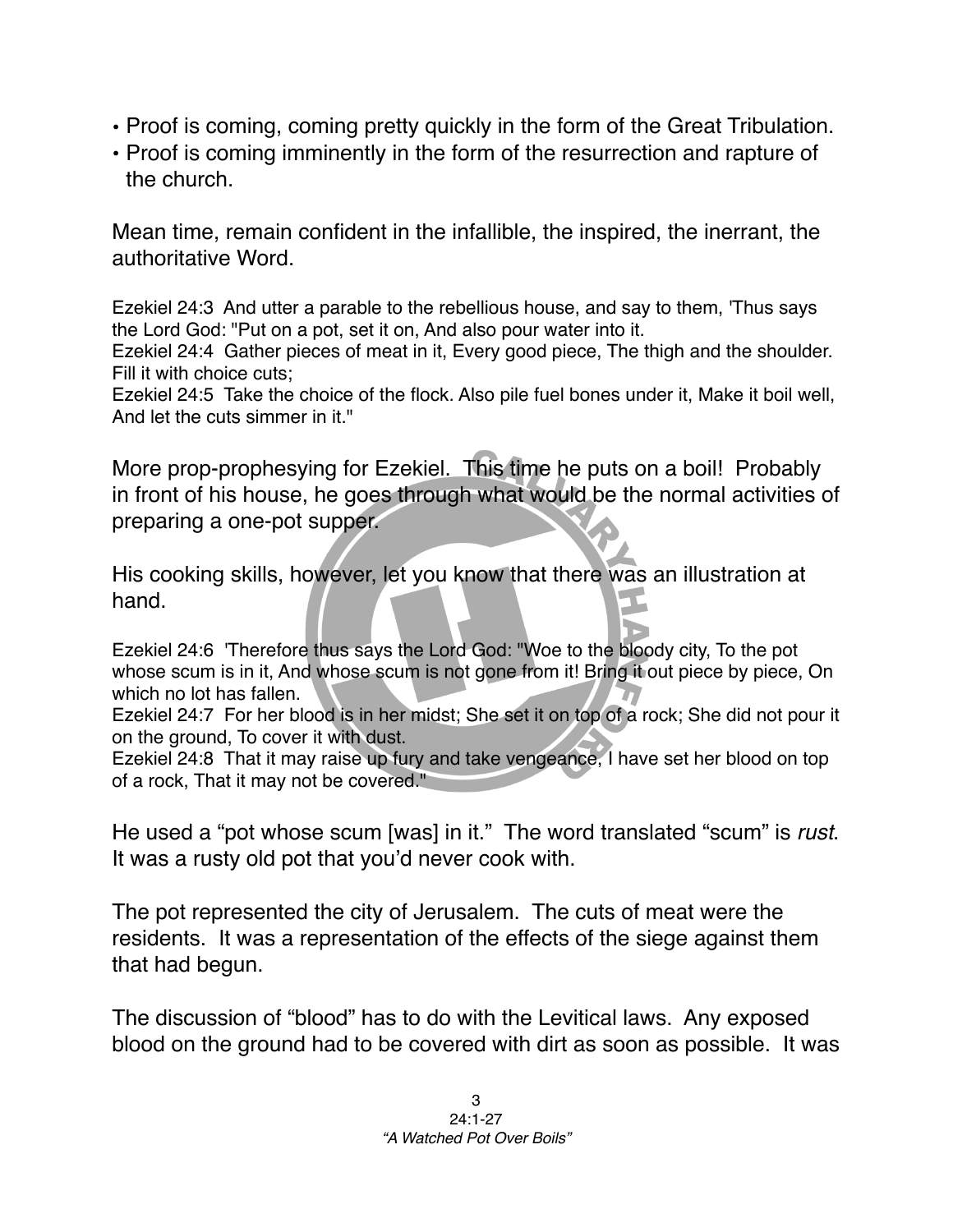- Proof is coming, coming pretty quickly in the form of the Great Tribulation.
- Proof is coming imminently in the form of the resurrection and rapture of the church.

Mean time, remain confident in the infallible, the inspired, the inerrant, the authoritative Word.

Ezekiel 24:3 And utter a parable to the rebellious house, and say to them, 'Thus says the Lord God: "Put on a pot, set it on, And also pour water into it.
Ezekiel 24:4 Gather pieces of meat in it, Every good piece, The thigh and the shoulder. Fill it with choice cuts;
Ezekiel 24:5 Take the choice of the flock. Also pile fuel bones under it, Make it boil well, And let the cuts simmer in it."

More prop-prophesying for Ezekiel. This time he puts on a boil! Probably in front of his house, he goes through what would be the normal activities of preparing a one-pot supper.

His cooking skills, however, let you know that there was an illustration at hand.

Ezekiel 24:6 'Therefore thus says the Lord God: "Woe to the bloody city, To the pot whose scum is in it, And whose scum is not gone from it! Bring it out piece by piece, On which no lot has fallen.
Ezekiel 24:7 For her blood is in her midst; She set it on top of a rock; She did not pour it on the ground, To cover it with dust.
Ezekiel 24:8 That it may raise up fury and take vengeance, I have set her blood on top of a rock, That it may not be covered."

He used a "pot whose scum [was] in it." The word translated "scum" is *rust*. It was a rusty old pot that you'd never cook with.

The pot represented the city of Jerusalem. The cuts of meat were the residents. It was a representation of the effects of the siege against them that had begun.

The discussion of "blood" has to do with the Levitical laws. Any exposed blood on the ground had to be covered with dirt as soon as possible. It was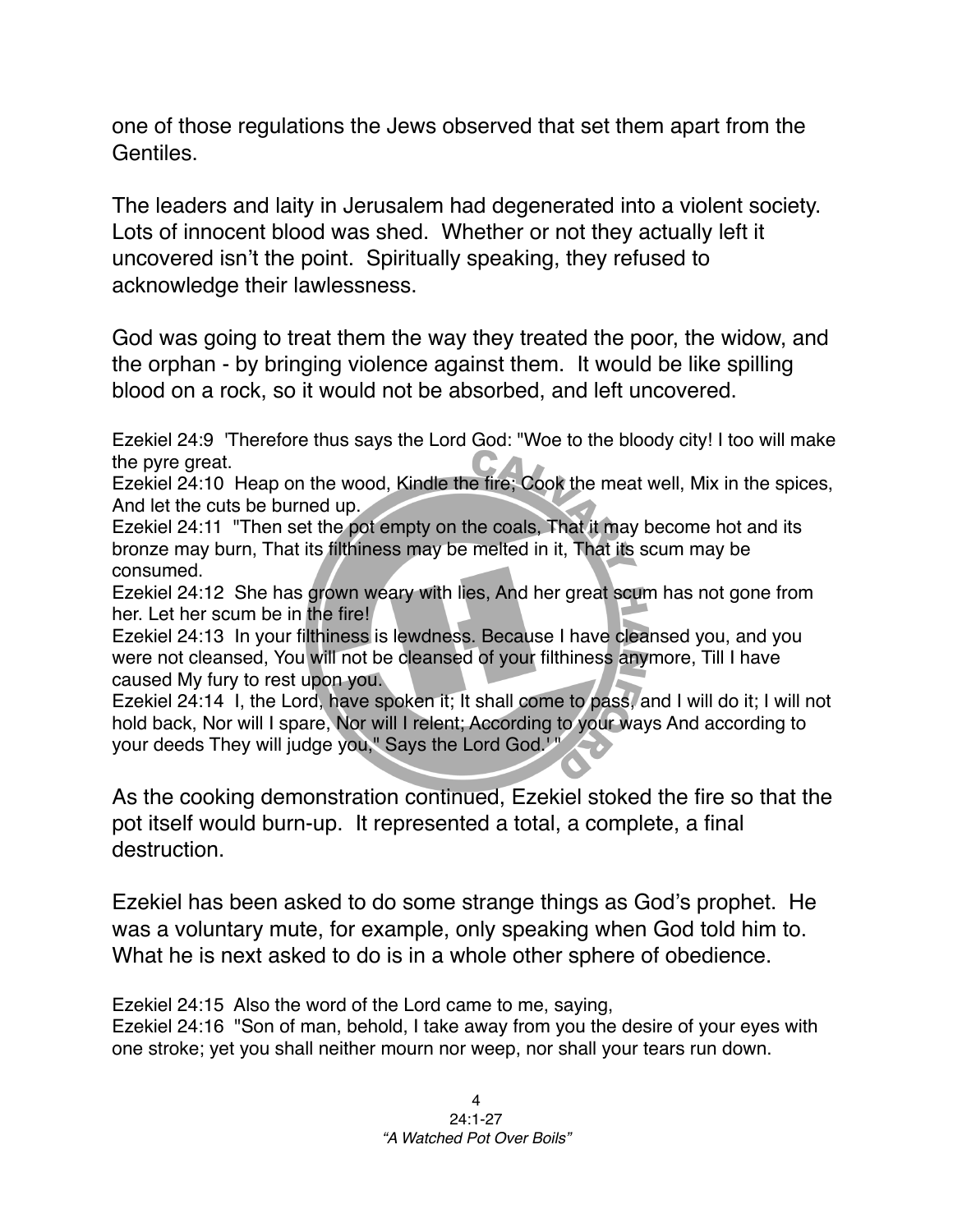one of those regulations the Jews observed that set them apart from the Gentiles.

The leaders and laity in Jerusalem had degenerated into a violent society. Lots of innocent blood was shed. Whether or not they actually left it uncovered isn't the point. Spiritually speaking, they refused to acknowledge their lawlessness.

God was going to treat them the way they treated the poor, the widow, and the orphan - by bringing violence against them. It would be like spilling blood on a rock, so it would not be absorbed, and left uncovered.

Ezekiel 24:9 'Therefore thus says the Lord God: "Woe to the bloody city! I too will make the pyre great.
Ezekiel 24:10 Heap on the wood, Kindle the fire; Cook the meat well, Mix in the spices, And let the cuts be burned up.
Ezekiel 24:11 "Then set the pot empty on the coals, That it may become hot and its bronze may burn, That its filthiness may be melted in it, That its scum may be consumed.
Ezekiel 24:12 She has grown weary with lies, And her great scum has not gone from her. Let her scum be in the fire!
Ezekiel 24:13 In your filthiness is lewdness. Because I have cleansed you, and you were not cleansed, You will not be cleansed of your filthiness anymore, Till I have caused My fury to rest upon you.
Ezekiel 24:14 I, the Lord, have spoken it; It shall come to pass, and I will do it; I will not hold back, Nor will I spare, Nor will I relent; According to your ways And according to your deeds They will judge you," Says the Lord God.' "

As the cooking demonstration continued, Ezekiel stoked the fire so that the pot itself would burn-up. It represented a total, a complete, a final destruction.

Ezekiel has been asked to do some strange things as God's prophet. He was a voluntary mute, for example, only speaking when God told him to. What he is next asked to do is in a whole other sphere of obedience.

Ezekiel 24:15 Also the word of the Lord came to me, saying,
Ezekiel 24:16 "Son of man, behold, I take away from you the desire of your eyes with one stroke; yet you shall neither mourn nor weep, nor shall your tears run down.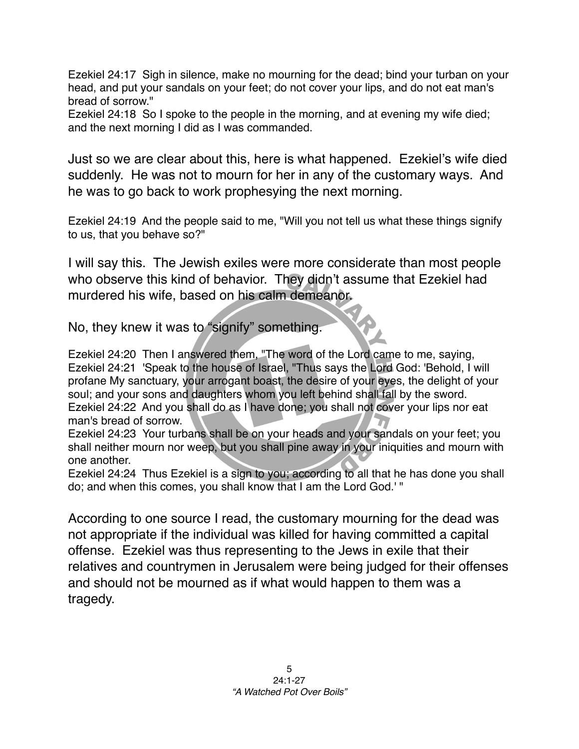Ezekiel 24:17 Sigh in silence, make no mourning for the dead; bind your turban on your head, and put your sandals on your feet; do not cover your lips, and do not eat man's bread of sorrow."
Ezekiel 24:18 So I spoke to the people in the morning, and at evening my wife died; and the next morning I did as I was commanded.

Just so we are clear about this, here is what happened. Ezekiel's wife died suddenly. He was not to mourn for her in any of the customary ways. And he was to go back to work prophesying the next morning.

Ezekiel 24:19 And the people said to me, "Will you not tell us what these things signify to us, that you behave so?"

I will say this. The Jewish exiles were more considerate than most people who observe this kind of behavior. They didn't assume that Ezekiel had murdered his wife, based on his calm demeanor.

No, they knew it was to "signify" something.

Ezekiel 24:20 Then I answered them, "The word of the Lord came to me, saying,
Ezekiel 24:21 'Speak to the house of Israel, "Thus says the Lord God: 'Behold, I will profane My sanctuary, your arrogant boast, the desire of your eyes, the delight of your soul; and your sons and daughters whom you left behind shall fall by the sword.
Ezekiel 24:22 And you shall do as I have done; you shall not cover your lips nor eat man's bread of sorrow.
Ezekiel 24:23 Your turbans shall be on your heads and your sandals on your feet; you shall neither mourn nor weep, but you shall pine away in your iniquities and mourn with one another.
Ezekiel 24:24 Thus Ezekiel is a sign to you; according to all that he has done you shall do; and when this comes, you shall know that I am the Lord God.' "

According to one source I read, the customary mourning for the dead was not appropriate if the individual was killed for having committed a capital offense. Ezekiel was thus representing to the Jews in exile that their relatives and countrymen in Jerusalem were being judged for their offenses and should not be mourned as if what would happen to them was a tragedy.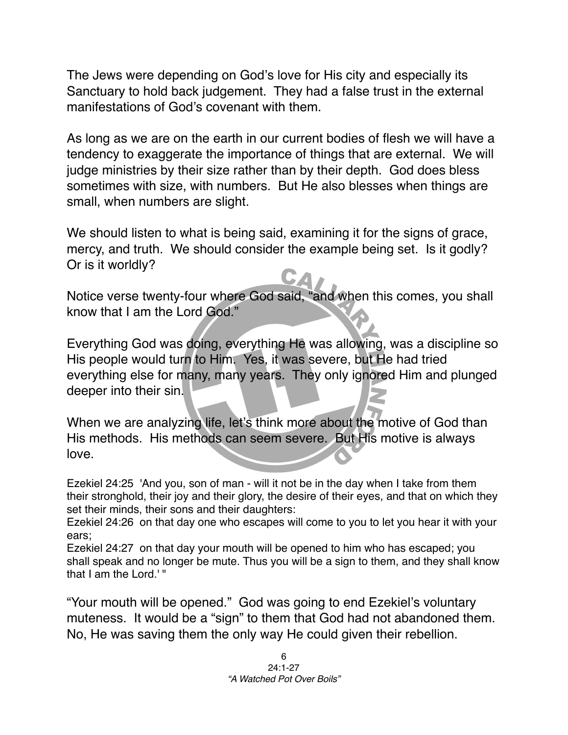The Jews were depending on God's love for His city and especially its Sanctuary to hold back judgement. They had a false trust in the external manifestations of God's covenant with them.

As long as we are on the earth in our current bodies of flesh we will have a tendency to exaggerate the importance of things that are external. We will judge ministries by their size rather than by their depth. God does bless sometimes with size, with numbers. But He also blesses when things are small, when numbers are slight.

We should listen to what is being said, examining it for the signs of grace, mercy, and truth. We should consider the example being set. Is it godly? Or is it worldly?

Notice verse twenty-four where God said, "and when this comes, you shall know that I am the Lord God."

Everything God was doing, everything He was allowing, was a discipline so His people would turn to Him. Yes, it was severe, but He had tried everything else for many, many years. They only ignored Him and plunged deeper into their sin.

When we are analyzing life, let's think more about the motive of God than His methods. His methods can seem severe. But His motive is always love.

Ezekiel 24:25 'And you, son of man - will it not be in the day when I take from them their stronghold, their joy and their glory, the desire of their eyes, and that on which they set their minds, their sons and their daughters:
Ezekiel 24:26 on that day one who escapes will come to you to let you hear it with your ears;
Ezekiel 24:27 on that day your mouth will be opened to him who has escaped; you shall speak and no longer be mute. Thus you will be a sign to them, and they shall know that I am the Lord.' "

"Your mouth will be opened." God was going to end Ezekiel's voluntary muteness. It would be a "sign" to them that God had not abandoned them. No, He was saving them the only way He could given their rebellion.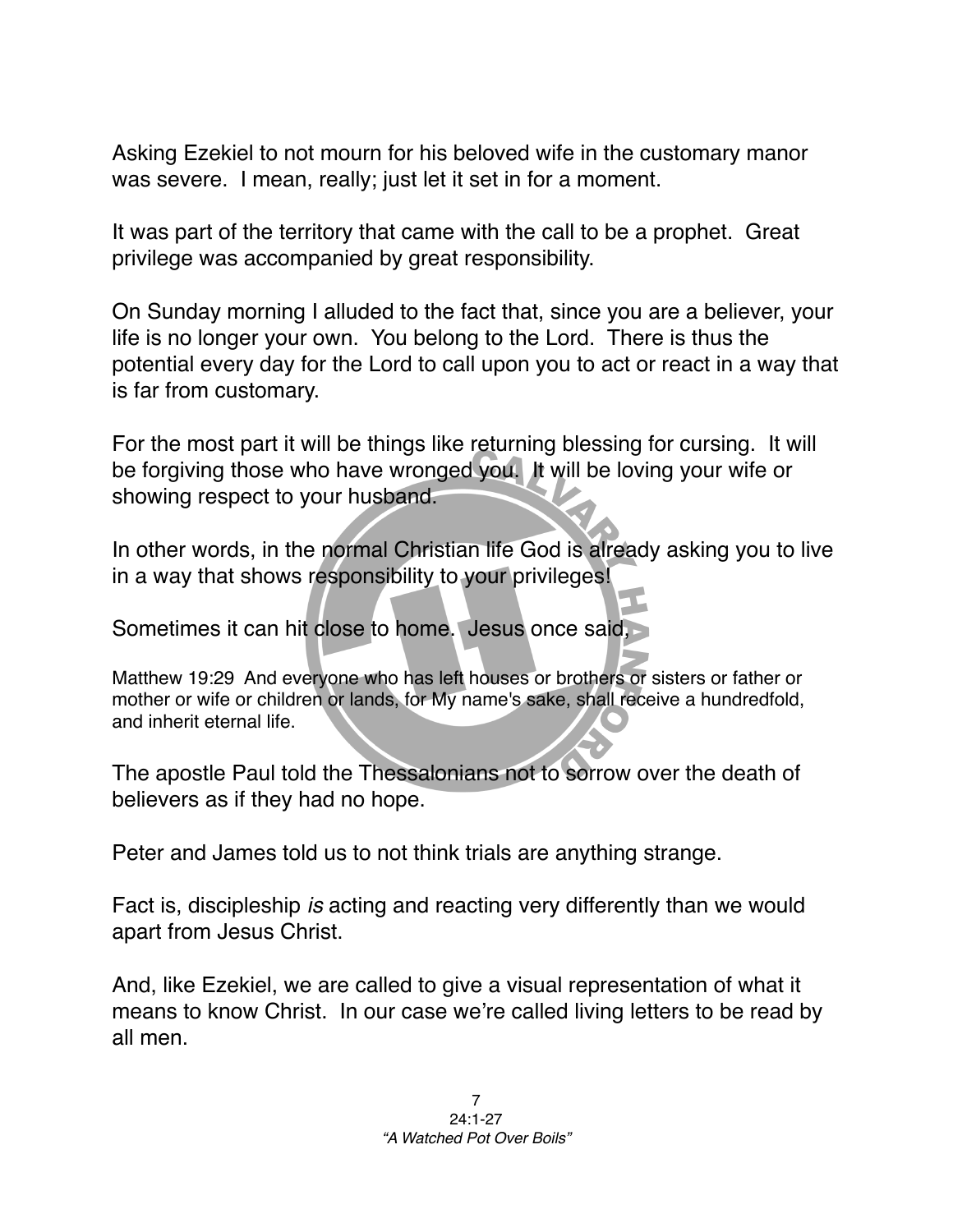Asking Ezekiel to not mourn for his beloved wife in the customary manor was severe. I mean, really; just let it set in for a moment.

It was part of the territory that came with the call to be a prophet. Great privilege was accompanied by great responsibility.

On Sunday morning I alluded to the fact that, since you are a believer, your life is no longer your own. You belong to the Lord. There is thus the potential every day for the Lord to call upon you to act or react in a way that is far from customary.

For the most part it will be things like returning blessing for cursing. It will be forgiving those who have wronged you. It will be loving your wife or showing respect to your husband.

In other words, in the normal Christian life God is already asking you to live in a way that shows responsibility to your privileges!

Sometimes it can hit close to home. Jesus once said,

Matthew 19:29 And everyone who has left houses or brothers or sisters or father or mother or wife or children or lands, for My name's sake, shall receive a hundredfold, and inherit eternal life.

The apostle Paul told the Thessalonians not to sorrow over the death of believers as if they had no hope.

Peter and James told us to not think trials are anything strange.

Fact is, discipleship *is* acting and reacting very differently than we would apart from Jesus Christ.

And, like Ezekiel, we are called to give a visual representation of what it means to know Christ. In our case we're called living letters to be read by all men.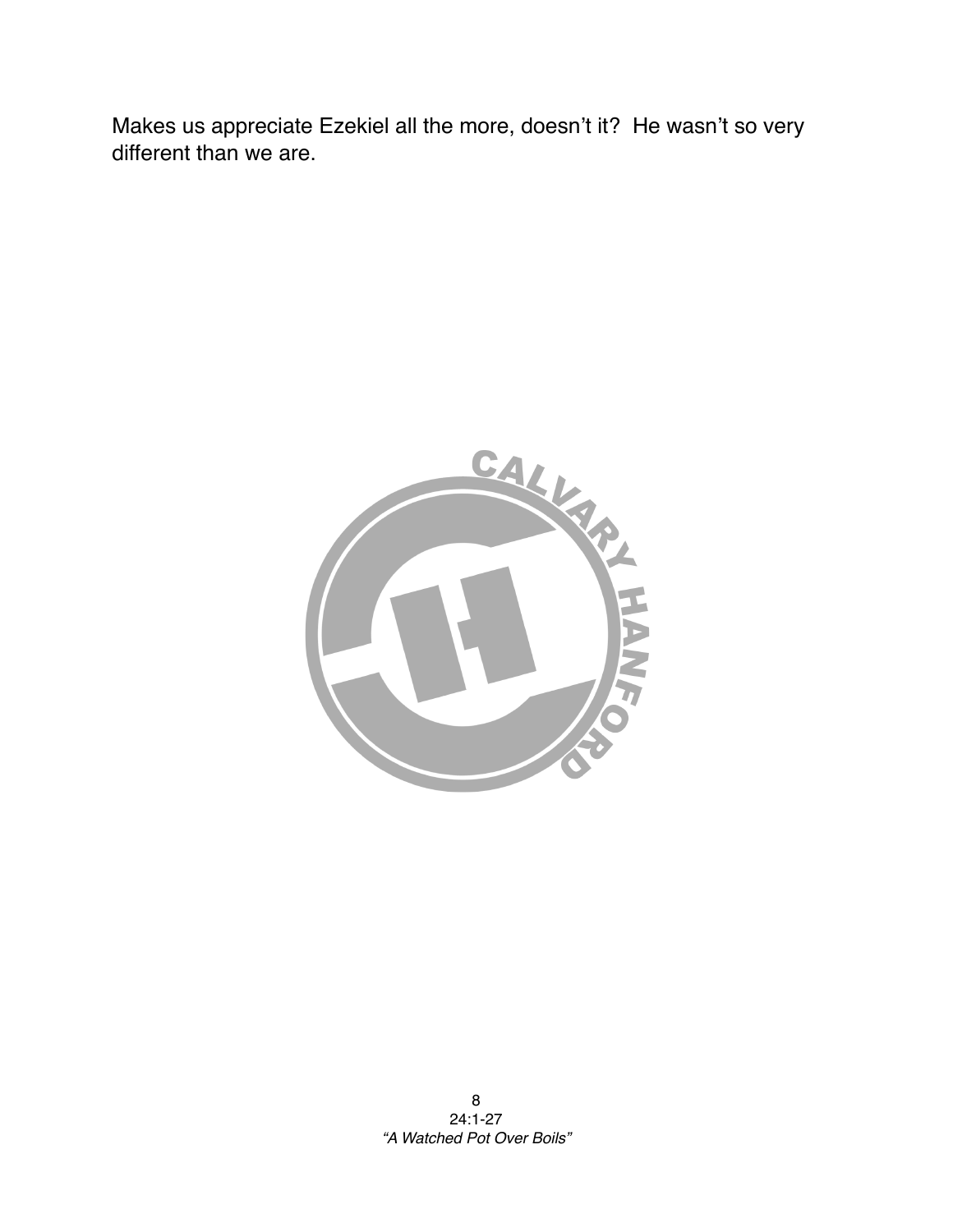Makes us appreciate Ezekiel all the more, doesn't it? He wasn't so very different than we are.